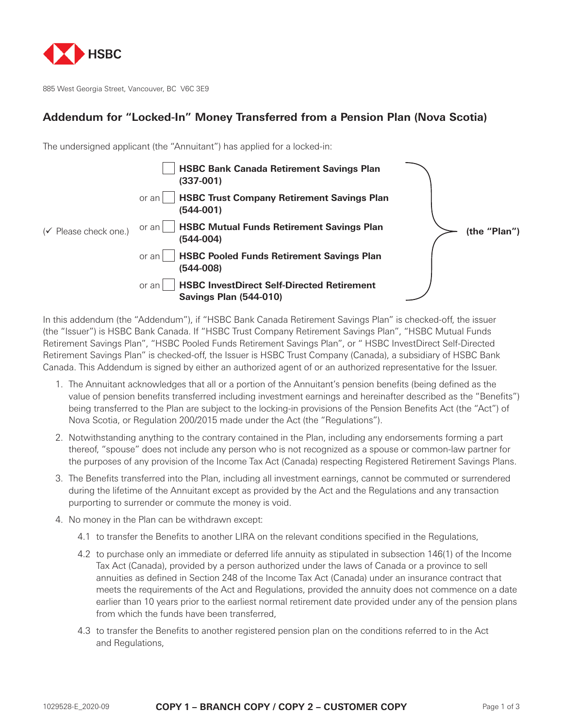HSBC

885 West Georgia Street, Vancouver, BC V6C 3E9

## Addendum for "Locked-In" Money Transferred from a Pension Plan (Nova Scotia)

The undersigned applicant (the "Annuitant") has applied for a locked-in:

(✓ Please check one.)

- ☐ **HSBC Bank Canada Retirement Savings Plan (337-001)**
- or an ☐ **HSBC Trust Company Retirement Savings Plan (544-001)**
- or an ☐ **HSBC Mutual Funds Retirement Savings Plan (544-004)**
- or an ☐ **HSBC Pooled Funds Retirement Savings Plan (544-008)**
- or an ☐ **HSBC InvestDirect Self-Directed Retirement Savings Plan (544-010)**

**(the "Plan")**

In this addendum (the "Addendum"), if "HSBC Bank Canada Retirement Savings Plan" is checked-off, the issuer (the "Issuer") is HSBC Bank Canada. If "HSBC Trust Company Retirement Savings Plan", "HSBC Mutual Funds Retirement Savings Plan", "HSBC Pooled Funds Retirement Savings Plan", or " HSBC InvestDirect Self-Directed Retirement Savings Plan" is checked-off, the Issuer is HSBC Trust Company (Canada), a subsidiary of HSBC Bank Canada. This Addendum is signed by either an authorized agent of or an authorized representative for the Issuer.

1. The Annuitant acknowledges that all or a portion of the Annuitant's pension benefits (being defined as the value of pension benefits transferred including investment earnings and hereinafter described as the "Benefits") being transferred to the Plan are subject to the locking-in provisions of the Pension Benefits Act (the "Act") of Nova Scotia, or Regulation 200/2015 made under the Act (the "Regulations").
2. Notwithstanding anything to the contrary contained in the Plan, including any endorsements forming a part thereof, "spouse" does not include any person who is not recognized as a spouse or common-law partner for the purposes of any provision of the Income Tax Act (Canada) respecting Registered Retirement Savings Plans.
3. The Benefits transferred into the Plan, including all investment earnings, cannot be commuted or surrendered during the lifetime of the Annuitant except as provided by the Act and the Regulations and any transaction purporting to surrender or commute the money is void.
4. No money in the Plan can be withdrawn except:
   - 4.1 to transfer the Benefits to another LIRA on the relevant conditions specified in the Regulations,
   - 4.2 to purchase only an immediate or deferred life annuity as stipulated in subsection 146(1) of the Income Tax Act (Canada), provided by a person authorized under the laws of Canada or a province to sell annuities as defined in Section 248 of the Income Tax Act (Canada) under an insurance contract that meets the requirements of the Act and Regulations, provided the annuity does not commence on a date earlier than 10 years prior to the earliest normal retirement date provided under any of the pension plans from which the funds have been transferred,
   - 4.3 to transfer the Benefits to another registered pension plan on the conditions referred to in the Act and Regulations,

1029528-E_2020-09 **COPY 1 – BRANCH COPY / COPY 2 – CUSTOMER COPY**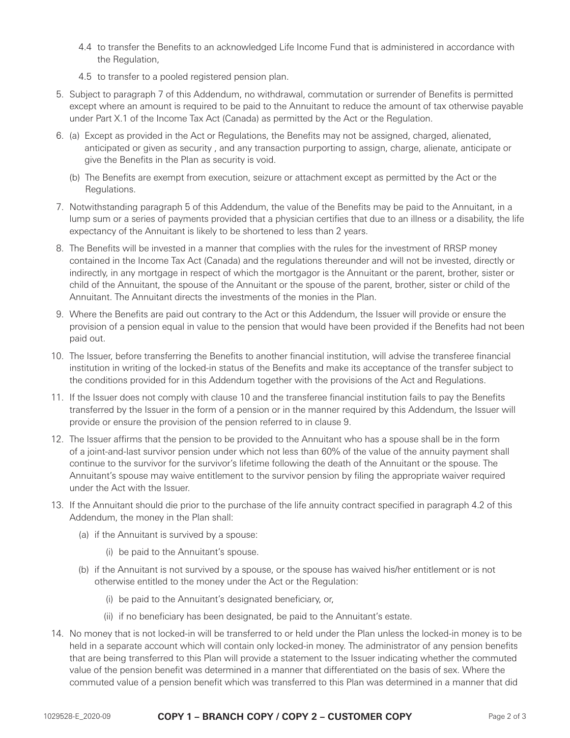4.4 to transfer the Benefits to an acknowledged Life Income Fund that is administered in accordance with the Regulation,

4.5 to transfer to a pooled registered pension plan.

5. Subject to paragraph 7 of this Addendum, no withdrawal, commutation or surrender of Benefits is permitted except where an amount is required to be paid to the Annuitant to reduce the amount of tax otherwise payable under Part X.1 of the Income Tax Act (Canada) as permitted by the Act or the Regulation.

6. (a) Except as provided in the Act or Regulations, the Benefits may not be assigned, charged, alienated, anticipated or given as security , and any transaction purporting to assign, charge, alienate, anticipate or give the Benefits in the Plan as security is void.

   (b) The Benefits are exempt from execution, seizure or attachment except as permitted by the Act or the Regulations.

7. Notwithstanding paragraph 5 of this Addendum, the value of the Benefits may be paid to the Annuitant, in a lump sum or a series of payments provided that a physician certifies that due to an illness or a disability, the life expectancy of the Annuitant is likely to be shortened to less than 2 years.

8. The Benefits will be invested in a manner that complies with the rules for the investment of RRSP money contained in the Income Tax Act (Canada) and the regulations thereunder and will not be invested, directly or indirectly, in any mortgage in respect of which the mortgagor is the Annuitant or the parent, brother, sister or child of the Annuitant, the spouse of the Annuitant or the spouse of the parent, brother, sister or child of the Annuitant. The Annuitant directs the investments of the monies in the Plan.

9. Where the Benefits are paid out contrary to the Act or this Addendum, the Issuer will provide or ensure the provision of a pension equal in value to the pension that would have been provided if the Benefits had not been paid out.

10. The Issuer, before transferring the Benefits to another financial institution, will advise the transferee financial institution in writing of the locked-in status of the Benefits and make its acceptance of the transfer subject to the conditions provided for in this Addendum together with the provisions of the Act and Regulations.

11. If the Issuer does not comply with clause 10 and the transferee financial institution fails to pay the Benefits transferred by the Issuer in the form of a pension or in the manner required by this Addendum, the Issuer will provide or ensure the provision of the pension referred to in clause 9.

12. The Issuer affirms that the pension to be provided to the Annuitant who has a spouse shall be in the form of a joint-and-last survivor pension under which not less than 60% of the value of the annuity payment shall continue to the survivor for the survivor's lifetime following the death of the Annuitant or the spouse. The Annuitant's spouse may waive entitlement to the survivor pension by filing the appropriate waiver required under the Act with the Issuer.

13. If the Annuitant should die prior to the purchase of the life annuity contract specified in paragraph 4.2 of this Addendum, the money in the Plan shall:

    (a) if the Annuitant is survived by a spouse:

       (i) be paid to the Annuitant's spouse.

    (b) if the Annuitant is not survived by a spouse, or the spouse has waived his/her entitlement or is not otherwise entitled to the money under the Act or the Regulation:

       (i) be paid to the Annuitant's designated beneficiary, or,

       (ii) if no beneficiary has been designated, be paid to the Annuitant's estate.

14. No money that is not locked-in will be transferred to or held under the Plan unless the locked-in money is to be held in a separate account which will contain only locked-in money. The administrator of any pension benefits that are being transferred to this Plan will provide a statement to the Issuer indicating whether the commuted value of the pension benefit was determined in a manner that differentiated on the basis of sex. Where the commuted value of a pension benefit which was transferred to this Plan was determined in a manner that did

1029528-E_2020-09 **COPY 1 – BRANCH COPY / COPY 2 – CUSTOMER COPY**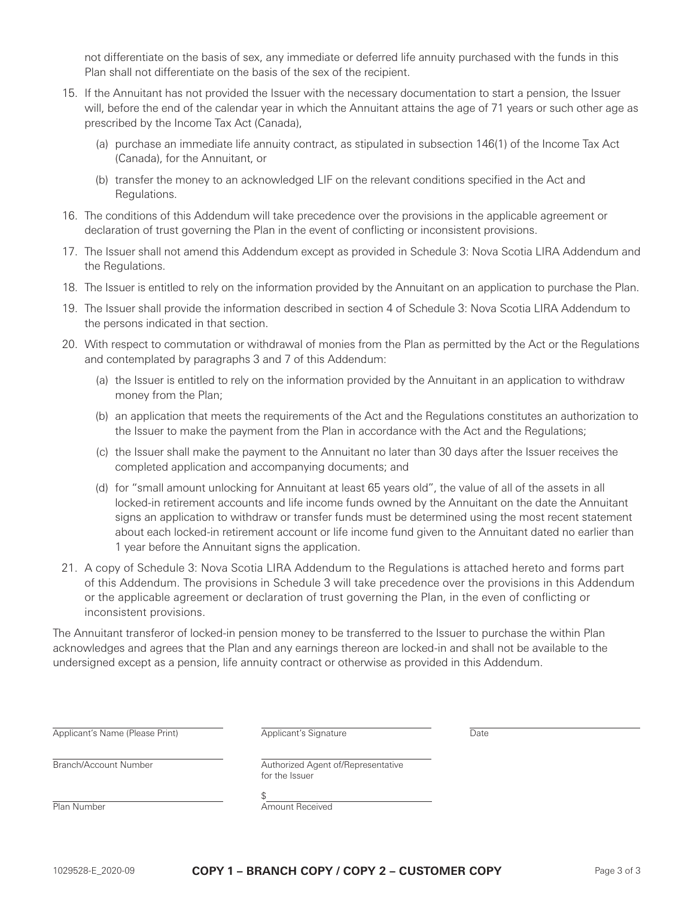not differentiate on the basis of sex, any immediate or deferred life annuity purchased with the funds in this Plan shall not differentiate on the basis of the sex of the recipient.

15. If the Annuitant has not provided the Issuer with the necessary documentation to start a pension, the Issuer will, before the end of the calendar year in which the Annuitant attains the age of 71 years or such other age as prescribed by the Income Tax Act (Canada),

    (a) purchase an immediate life annuity contract, as stipulated in subsection 146(1) of the Income Tax Act (Canada), for the Annuitant, or

    (b) transfer the money to an acknowledged LIF on the relevant conditions specified in the Act and Regulations.

16. The conditions of this Addendum will take precedence over the provisions in the applicable agreement or declaration of trust governing the Plan in the event of conflicting or inconsistent provisions.

17. The Issuer shall not amend this Addendum except as provided in Schedule 3: Nova Scotia LIRA Addendum and the Regulations.

18. The Issuer is entitled to rely on the information provided by the Annuitant on an application to purchase the Plan.

19. The Issuer shall provide the information described in section 4 of Schedule 3: Nova Scotia LIRA Addendum to the persons indicated in that section.

20. With respect to commutation or withdrawal of monies from the Plan as permitted by the Act or the Regulations and contemplated by paragraphs 3 and 7 of this Addendum:

    (a) the Issuer is entitled to rely on the information provided by the Annuitant in an application to withdraw money from the Plan;

    (b) an application that meets the requirements of the Act and the Regulations constitutes an authorization to the Issuer to make the payment from the Plan in accordance with the Act and the Regulations;

    (c) the Issuer shall make the payment to the Annuitant no later than 30 days after the Issuer receives the completed application and accompanying documents; and

    (d) for "small amount unlocking for Annuitant at least 65 years old", the value of all of the assets in all locked-in retirement accounts and life income funds owned by the Annuitant on the date the Annuitant signs an application to withdraw or transfer funds must be determined using the most recent statement about each locked-in retirement account or life income fund given to the Annuitant dated no earlier than 1 year before the Annuitant signs the application.

21. A copy of Schedule 3: Nova Scotia LIRA Addendum to the Regulations is attached hereto and forms part of this Addendum. The provisions in Schedule 3 will take precedence over the provisions in this Addendum or the applicable agreement or declaration of trust governing the Plan, in the even of conflicting or inconsistent provisions.

The Annuitant transferor of locked-in pension money to be transferred to the Issuer to purchase the within Plan acknowledges and agrees that the Plan and any earnings thereon are locked-in and shall not be available to the undersigned except as a pension, life annuity contract or otherwise as provided in this Addendum.

Applicant's Name (Please Print) ____________________

Applicant's Signature ____________________

Date ____________________

Branch/Account Number ____________________

Authorized Agent of/Representative for the Issuer ____________________

Plan Number ____________________

$ ____________________
Amount Received

1029528-E_2020-09 **COPY 1 – BRANCH COPY / COPY 2 – CUSTOMER COPY**